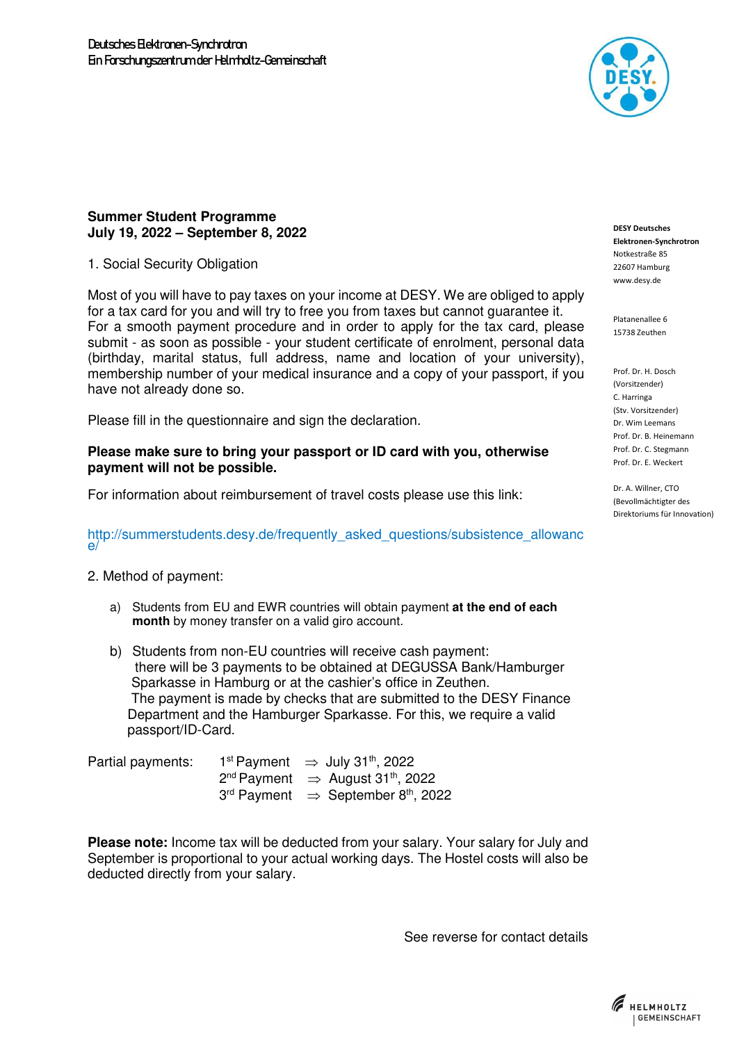Deutsches Elektronen-Synchrotron
Ein Forschungszentrum der Helmholtz-Gemeinschaft

DESY Deutsches Elektronen-Synchrotron
Notkestraße 85
22607 Hamburg
www.desy.de

Platanenallee 6
15738 Zeuthen

Prof. Dr. H. Dosch
(Vorsitzender)
C. Harringa
(Stv. Vorsitzender)
Dr. Wim Leemans
Prof. Dr. B. Heinemann
Prof. Dr. C. Stegmann
Prof. Dr. E. Weckert

Dr. A. Willner, CTO
(Bevollmächtigter des Direktoriums für Innovation)

**Summer Student Programme**
**July 19, 2022 – September 8, 2022**

1. Social Security Obligation

Most of you will have to pay taxes on your income at DESY. We are obliged to apply for a tax card for you and will try to free you from taxes but cannot guarantee it. For a smooth payment procedure and in order to apply for the tax card, please submit - as soon as possible - your student certificate of enrolment, personal data (birthday, marital status, full address, name and location of your university), membership number of your medical insurance and a copy of your passport, if you have not already done so.

Please fill in the questionnaire and sign the declaration.

**Please make sure to bring your passport or ID card with you, otherwise payment will not be possible.**

For information about reimbursement of travel costs please use this link:

http://summerstudents.desy.de/frequently_asked_questions/subsistence_allowance/

2. Method of payment:

a) Students from EU and EWR countries will obtain payment **at the end of each month** by money transfer on a valid giro account.

b) Students from non-EU countries will receive cash payment: there will be 3 payments to be obtained at DEGUSSA Bank/Hamburger Sparkasse in Hamburg or at the cashier's office in Zeuthen. The payment is made by checks that are submitted to the DESY Finance Department and the Hamburger Sparkasse. For this, we require a valid passport/ID-Card.

| Partial payments: | | |
|---|---|---|
| | 1st Payment ⇒ | July 31th, 2022 |
| | 2nd Payment ⇒ | August 31th, 2022 |
| | 3rd Payment ⇒ | September 8th, 2022 |

**Please note:** Income tax will be deducted from your salary. Your salary for July and September is proportional to your actual working days. The Hostel costs will also be deducted directly from your salary.

See reverse for contact details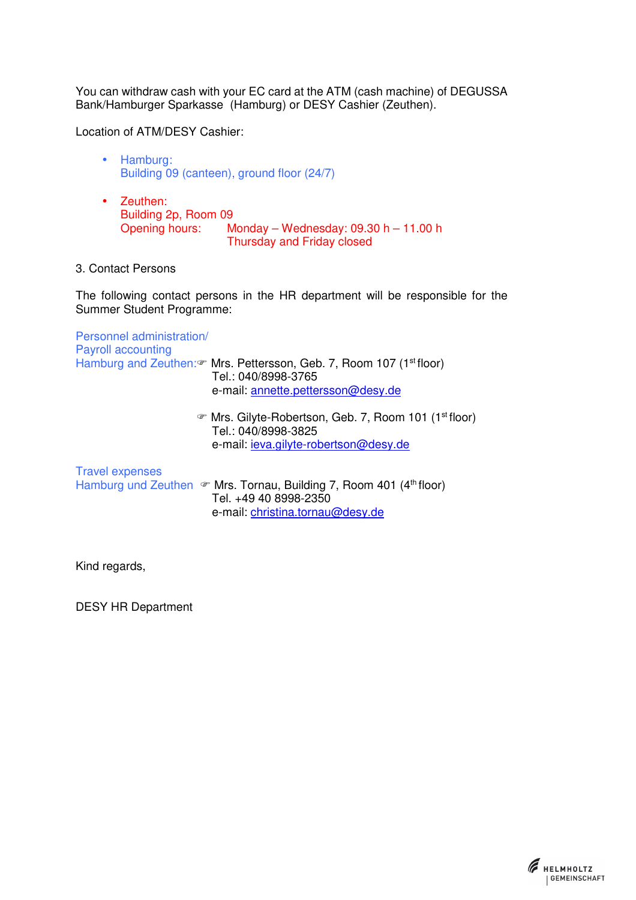You can withdraw cash with your EC card at the ATM (cash machine) of DEGUSSA Bank/Hamburger Sparkasse (Hamburg) or DESY Cashier (Zeuthen).

Location of ATM/DESY Cashier:

- Hamburg:
  Building 09 (canteen), ground floor (24/7)

- Zeuthen:
  Building 2p, Room 09
  Opening hours: Monday – Wednesday: 09.30 h – 11.00 h
  Thursday and Friday closed

3. Contact Persons

The following contact persons in the HR department will be responsible for the Summer Student Programme:

Personnel administration/
Payroll accounting
Hamburg and Zeuthen:

☞ Mrs. Pettersson, Geb. 7, Room 107 (1st floor)
Tel.: 040/8998-3765
e-mail: annette.pettersson@desy.de

☞ Mrs. Gilyte-Robertson, Geb. 7, Room 101 (1st floor)
Tel.: 040/8998-3825
e-mail: ieva.gilyte-robertson@desy.de

Travel expenses
Hamburg und Zeuthen

☞ Mrs. Tornau, Building 7, Room 401 (4th floor)
Tel. +49 40 8998-2350
e-mail: christina.tornau@desy.de

Kind regards,

DESY HR Department

HELMHOLTZ | GEMEINSCHAFT